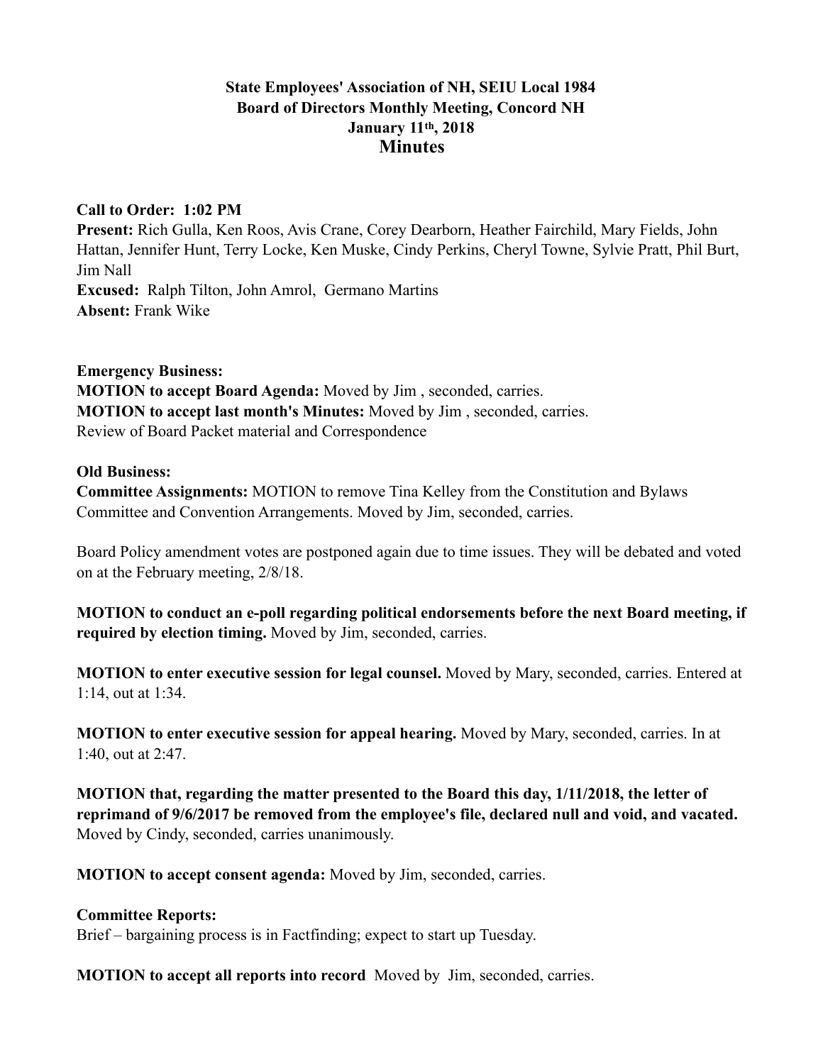# State Employees' Association of NH, SEIU Local 1984
## Board of Directors Monthly Meeting, Concord NH
## January 11th, 2018
## Minutes

**Call to Order: 1:02 PM**
**Present:** Rich Gulla, Ken Roos, Avis Crane, Corey Dearborn, Heather Fairchild, Mary Fields, John Hattan, Jennifer Hunt, Terry Locke, Ken Muske, Cindy Perkins, Cheryl Towne, Sylvie Pratt, Phil Burt, Jim Nall
**Excused:** Ralph Tilton, John Amrol, Germano Martins
**Absent:** Frank Wike

**Emergency Business:**
**MOTION to accept Board Agenda:** Moved by Jim , seconded, carries.
**MOTION to accept last month's Minutes:** Moved by Jim , seconded, carries.
Review of Board Packet material and Correspondence

**Old Business:**
**Committee Assignments:** MOTION to remove Tina Kelley from the Constitution and Bylaws Committee and Convention Arrangements. Moved by Jim, seconded, carries.

Board Policy amendment votes are postponed again due to time issues. They will be debated and voted on at the February meeting, 2/8/18.

**MOTION to conduct an e-poll regarding political endorsements before the next Board meeting, if required by election timing.** Moved by Jim, seconded, carries.

**MOTION to enter executive session for legal counsel.** Moved by Mary, seconded, carries. Entered at 1:14, out at 1:34.

**MOTION to enter executive session for appeal hearing.** Moved by Mary, seconded, carries. In at 1:40, out at 2:47.

**MOTION that, regarding the matter presented to the Board this day, 1/11/2018, the letter of reprimand of 9/6/2017 be removed from the employee's file, declared null and void, and vacated.** Moved by Cindy, seconded, carries unanimously.

**MOTION to accept consent agenda:** Moved by Jim, seconded, carries.

**Committee Reports:**
Brief – bargaining process is in Factfinding; expect to start up Tuesday.

**MOTION to accept all reports into record** Moved by Jim, seconded, carries.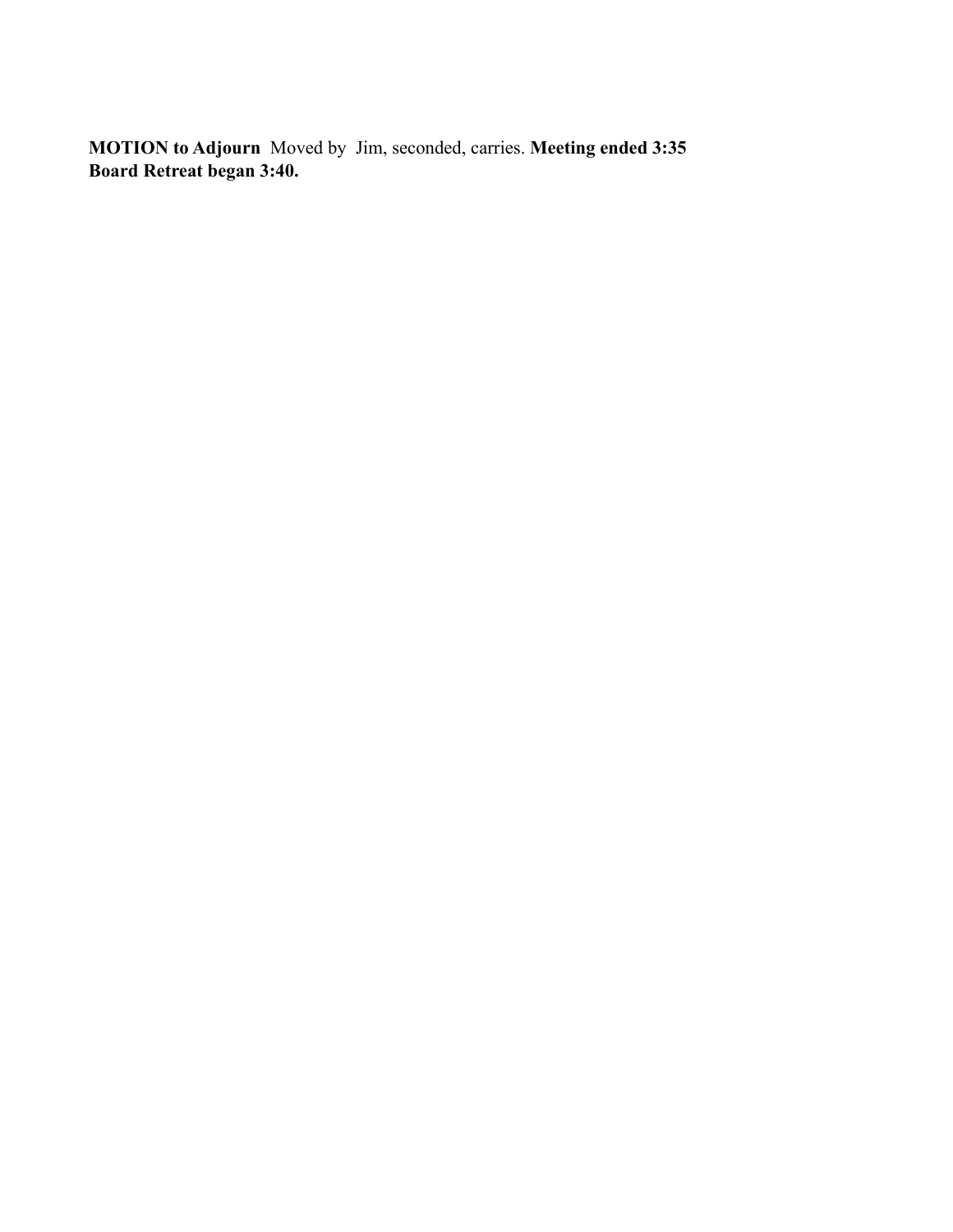**MOTION to Adjourn** Moved by Jim, seconded, carries. **Meeting ended 3:35**
**Board Retreat began 3:40.**